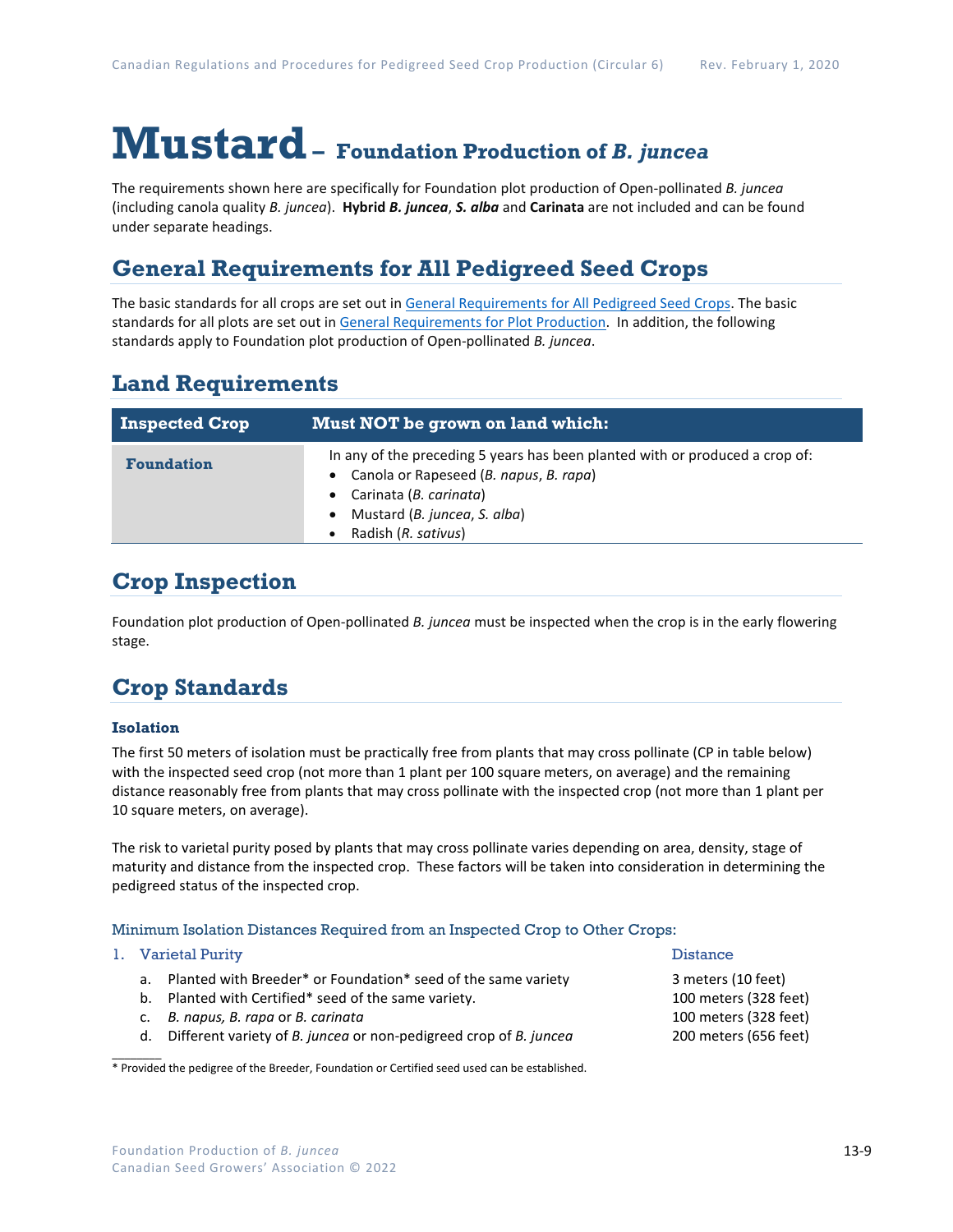# Mustard – Foundation Production of *B. juncea*

The requirements shown here are specifically for Foundation plot production of Open-pollinated *B. juncea* (including canola quality *B. juncea*). **Hybrid *B. juncea***, ***S. alba*** and **Carinata** are not included and can be found under separate headings.

## General Requirements for All Pedigreed Seed Crops

The basic standards for all crops are set out in General Requirements for All Pedigreed Seed Crops. The basic standards for all plots are set out in General Requirements for Plot Production. In addition, the following standards apply to Foundation plot production of Open-pollinated *B. juncea*.

## Land Requirements

| Inspected Crop | Must NOT be grown on land which: |
|---|---|
| **Foundation** | In any of the preceding 5 years has been planted with or produced a crop of:<br>• Canola or Rapeseed (*B. napus*, *B. rapa*)<br>• Carinata (*B. carinata*)<br>• Mustard (*B. juncea*, *S. alba*)<br>• Radish (*R. sativus*) |

## Crop Inspection

Foundation plot production of Open-pollinated *B. juncea* must be inspected when the crop is in the early flowering stage.

## Crop Standards

### Isolation

The first 50 meters of isolation must be practically free from plants that may cross pollinate (CP in table below) with the inspected seed crop (not more than 1 plant per 100 square meters, on average) and the remaining distance reasonably free from plants that may cross pollinate with the inspected crop (not more than 1 plant per 10 square meters, on average).

The risk to varietal purity posed by plants that may cross pollinate varies depending on area, density, stage of maturity and distance from the inspected crop. These factors will be taken into consideration in determining the pedigreed status of the inspected crop.

#### Minimum Isolation Distances Required from an Inspected Crop to Other Crops:

| 1. Varietal Purity | Distance |
|---|---|
| a. Planted with Breeder* or Foundation* seed of the same variety | 3 meters (10 feet) |
| b. Planted with Certified* seed of the same variety. | 100 meters (328 feet) |
| c. *B. napus, B. rapa* or *B. carinata* | 100 meters (328 feet) |
| d. Different variety of *B. juncea* or non-pedigreed crop of *B. juncea* | 200 meters (656 feet) |

\* Provided the pedigree of the Breeder, Foundation or Certified seed used can be established.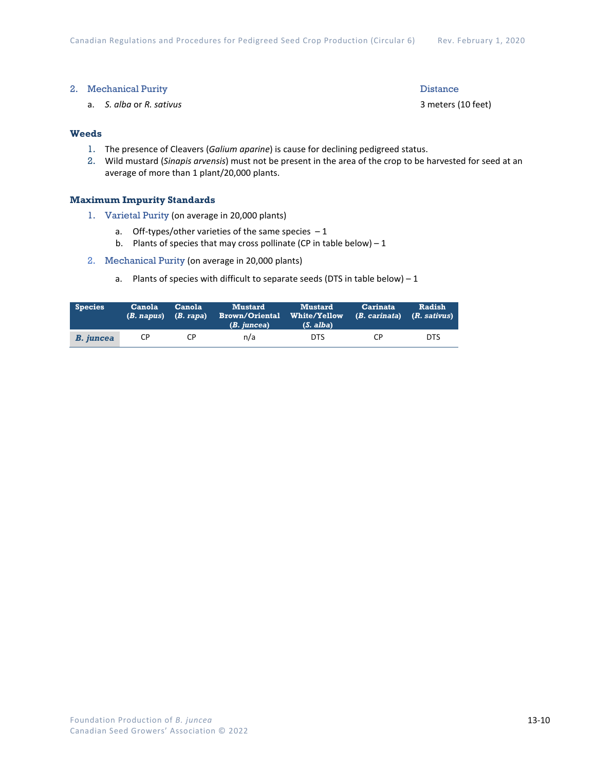2. Mechanical Purity — Distance

   a. *S. alba* or *R. sativus* — 3 meters (10 feet)

### Weeds

1. The presence of Cleavers (*Galium aparine*) is cause for declining pedigreed status.
2. Wild mustard (*Sinapis arvensis*) must not be present in the area of the crop to be harvested for seed at an average of more than 1 plant/20,000 plants.

### Maximum Impurity Standards

1. Varietal Purity (on average in 20,000 plants)
   a. Off-types/other varieties of the same species – 1
   b. Plants of species that may cross pollinate (CP in table below) – 1
2. Mechanical Purity (on average in 20,000 plants)
   a. Plants of species with difficult to separate seeds (DTS in table below) – 1

| Species | Canola (*B. napus*) | Canola (*B. rapa*) | Mustard Brown/Oriental (*B. juncea*) | Mustard White/Yellow (*S. alba*) | Carinata (*B. carinata*) | Radish (*R. sativus*) |
|---|---|---|---|---|---|---|
| ***B. juncea*** | CP | CP | n/a | DTS | CP | DTS |